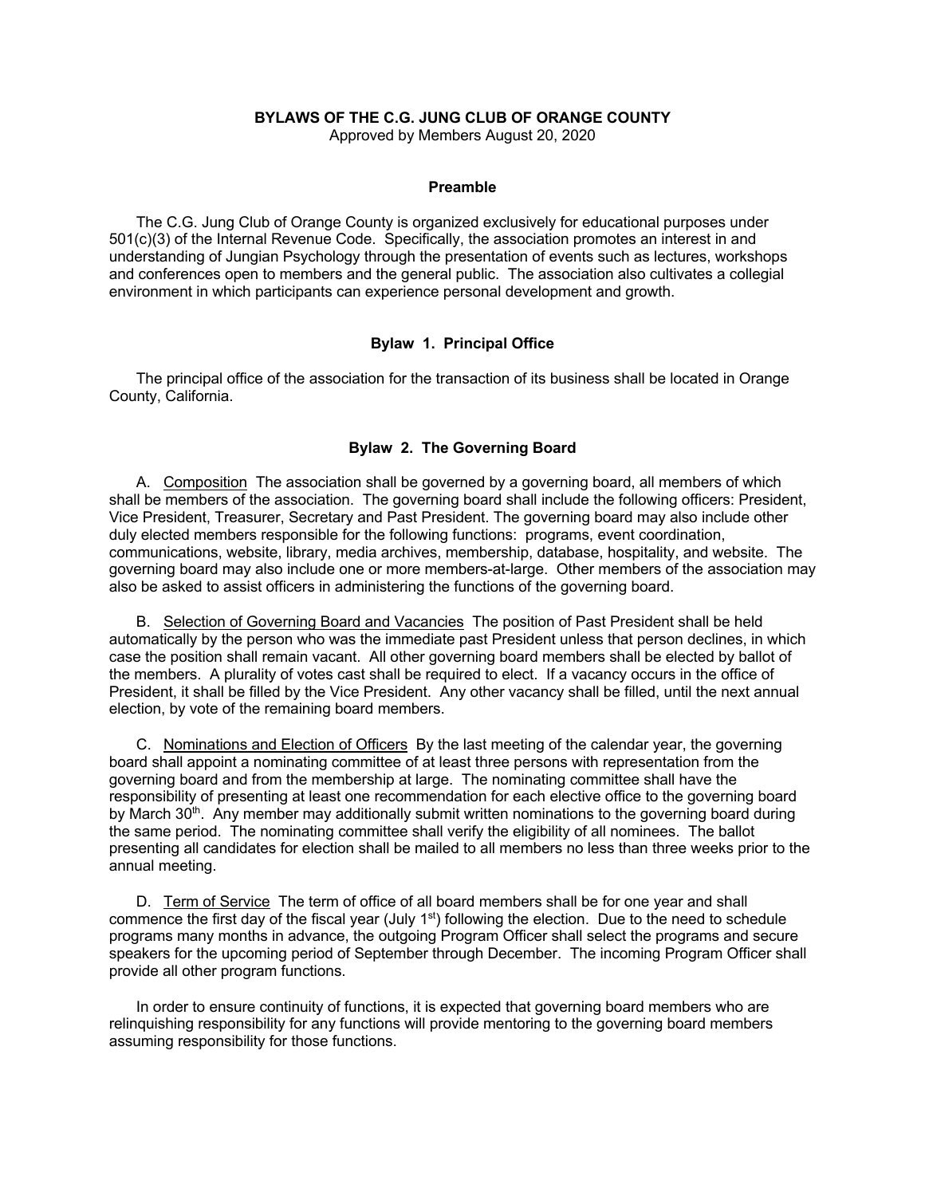**BYLAWS OF THE C.G. JUNG CLUB OF ORANGE COUNTY**
Approved by Members August 20, 2020

**Preamble**

The C.G. Jung Club of Orange County is organized exclusively for educational purposes under 501(c)(3) of the Internal Revenue Code. Specifically, the association promotes an interest in and understanding of Jungian Psychology through the presentation of events such as lectures, workshops and conferences open to members and the general public. The association also cultivates a collegial environment in which participants can experience personal development and growth.

**Bylaw 1. Principal Office**

The principal office of the association for the transaction of its business shall be located in Orange County, California.

**Bylaw 2. The Governing Board**

A. Composition The association shall be governed by a governing board, all members of which shall be members of the association. The governing board shall include the following officers: President, Vice President, Treasurer, Secretary and Past President. The governing board may also include other duly elected members responsible for the following functions: programs, event coordination, communications, website, library, media archives, membership, database, hospitality, and website. The governing board may also include one or more members-at-large. Other members of the association may also be asked to assist officers in administering the functions of the governing board.

B. Selection of Governing Board and Vacancies The position of Past President shall be held automatically by the person who was the immediate past President unless that person declines, in which case the position shall remain vacant. All other governing board members shall be elected by ballot of the members. A plurality of votes cast shall be required to elect. If a vacancy occurs in the office of President, it shall be filled by the Vice President. Any other vacancy shall be filled, until the next annual election, by vote of the remaining board members.

C. Nominations and Election of Officers By the last meeting of the calendar year, the governing board shall appoint a nominating committee of at least three persons with representation from the governing board and from the membership at large. The nominating committee shall have the responsibility of presenting at least one recommendation for each elective office to the governing board by March 30th. Any member may additionally submit written nominations to the governing board during the same period. The nominating committee shall verify the eligibility of all nominees. The ballot presenting all candidates for election shall be mailed to all members no less than three weeks prior to the annual meeting.

D. Term of Service The term of office of all board members shall be for one year and shall commence the first day of the fiscal year (July 1st) following the election. Due to the need to schedule programs many months in advance, the outgoing Program Officer shall select the programs and secure speakers for the upcoming period of September through December. The incoming Program Officer shall provide all other program functions.

In order to ensure continuity of functions, it is expected that governing board members who are relinquishing responsibility for any functions will provide mentoring to the governing board members assuming responsibility for those functions.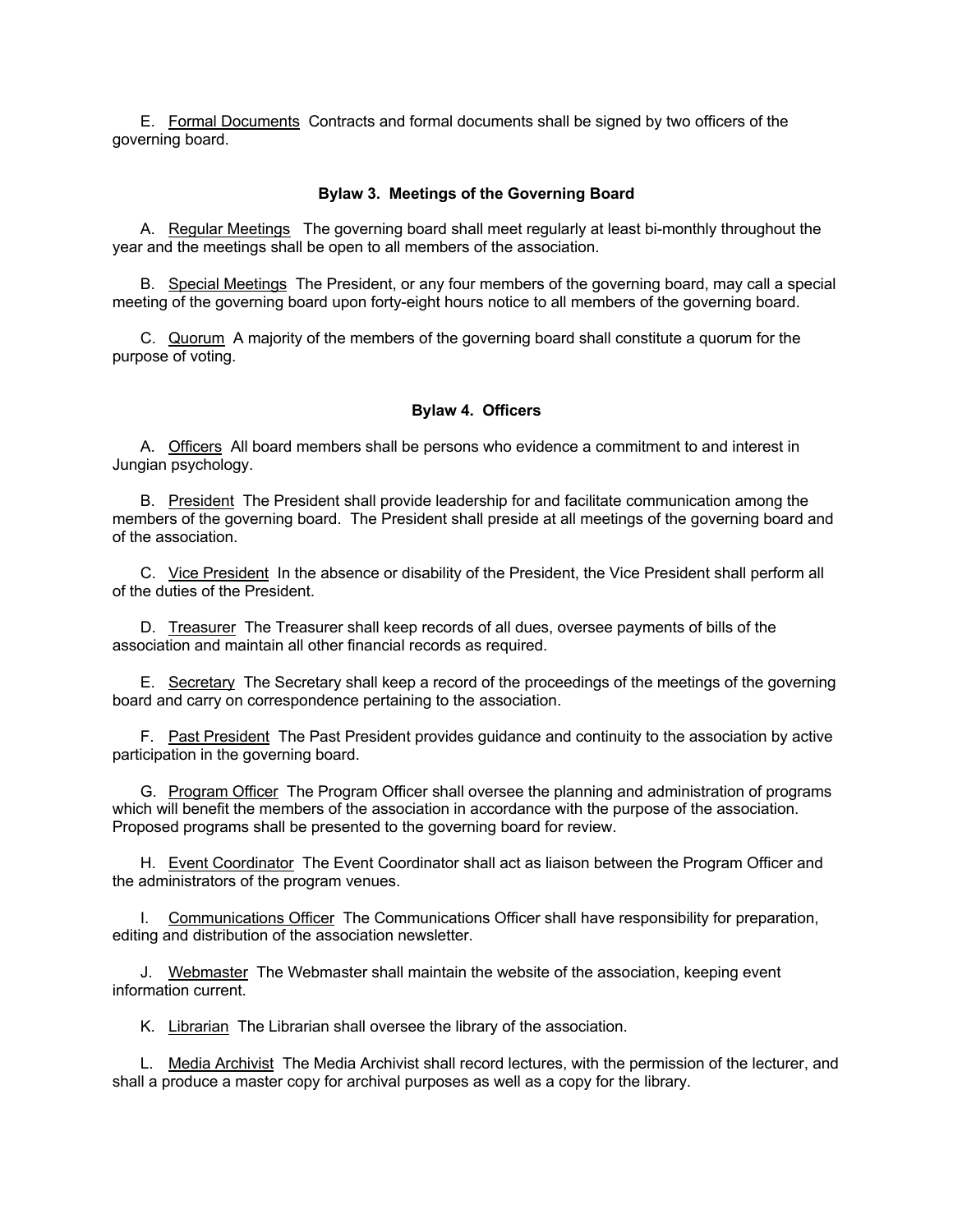E. Formal Documents Contracts and formal documents shall be signed by two officers of the governing board.

### Bylaw 3. Meetings of the Governing Board

A. Regular Meetings The governing board shall meet regularly at least bi-monthly throughout the year and the meetings shall be open to all members of the association.

B. Special Meetings The President, or any four members of the governing board, may call a special meeting of the governing board upon forty-eight hours notice to all members of the governing board.

C. Quorum A majority of the members of the governing board shall constitute a quorum for the purpose of voting.

### Bylaw 4. Officers

A. Officers All board members shall be persons who evidence a commitment to and interest in Jungian psychology.

B. President The President shall provide leadership for and facilitate communication among the members of the governing board. The President shall preside at all meetings of the governing board and of the association.

C. Vice President In the absence or disability of the President, the Vice President shall perform all of the duties of the President.

D. Treasurer The Treasurer shall keep records of all dues, oversee payments of bills of the association and maintain all other financial records as required.

E. Secretary The Secretary shall keep a record of the proceedings of the meetings of the governing board and carry on correspondence pertaining to the association.

F. Past President The Past President provides guidance and continuity to the association by active participation in the governing board.

G. Program Officer The Program Officer shall oversee the planning and administration of programs which will benefit the members of the association in accordance with the purpose of the association. Proposed programs shall be presented to the governing board for review.

H. Event Coordinator The Event Coordinator shall act as liaison between the Program Officer and the administrators of the program venues.

I. Communications Officer The Communications Officer shall have responsibility for preparation, editing and distribution of the association newsletter.

J. Webmaster The Webmaster shall maintain the website of the association, keeping event information current.

K. Librarian The Librarian shall oversee the library of the association.

L. Media Archivist The Media Archivist shall record lectures, with the permission of the lecturer, and shall a produce a master copy for archival purposes as well as a copy for the library.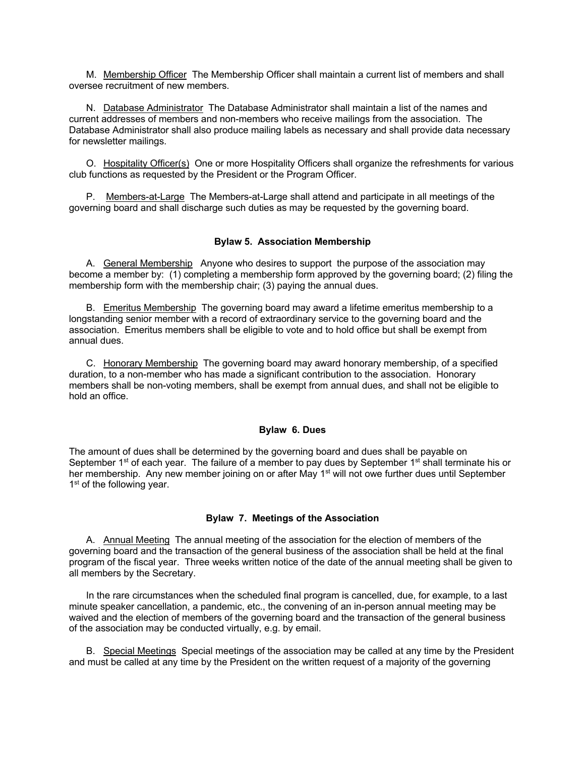M. Membership Officer The Membership Officer shall maintain a current list of members and shall oversee recruitment of new members.

N. Database Administrator The Database Administrator shall maintain a list of the names and current addresses of members and non-members who receive mailings from the association. The Database Administrator shall also produce mailing labels as necessary and shall provide data necessary for newsletter mailings.

O. Hospitality Officer(s) One or more Hospitality Officers shall organize the refreshments for various club functions as requested by the President or the Program Officer.

P. Members-at-Large The Members-at-Large shall attend and participate in all meetings of the governing board and shall discharge such duties as may be requested by the governing board.

### Bylaw 5. Association Membership

A. General Membership Anyone who desires to support the purpose of the association may become a member by: (1) completing a membership form approved by the governing board; (2) filing the membership form with the membership chair; (3) paying the annual dues.

B. Emeritus Membership The governing board may award a lifetime emeritus membership to a longstanding senior member with a record of extraordinary service to the governing board and the association. Emeritus members shall be eligible to vote and to hold office but shall be exempt from annual dues.

C. Honorary Membership The governing board may award honorary membership, of a specified duration, to a non-member who has made a significant contribution to the association. Honorary members shall be non-voting members, shall be exempt from annual dues, and shall not be eligible to hold an office.

### Bylaw 6. Dues

The amount of dues shall be determined by the governing board and dues shall be payable on September 1st of each year. The failure of a member to pay dues by September 1st shall terminate his or her membership. Any new member joining on or after May 1st will not owe further dues until September 1st of the following year.

### Bylaw 7. Meetings of the Association

A. Annual Meeting The annual meeting of the association for the election of members of the governing board and the transaction of the general business of the association shall be held at the final program of the fiscal year. Three weeks written notice of the date of the annual meeting shall be given to all members by the Secretary.

In the rare circumstances when the scheduled final program is cancelled, due, for example, to a last minute speaker cancellation, a pandemic, etc., the convening of an in-person annual meeting may be waived and the election of members of the governing board and the transaction of the general business of the association may be conducted virtually, e.g. by email.

B. Special Meetings Special meetings of the association may be called at any time by the President and must be called at any time by the President on the written request of a majority of the governing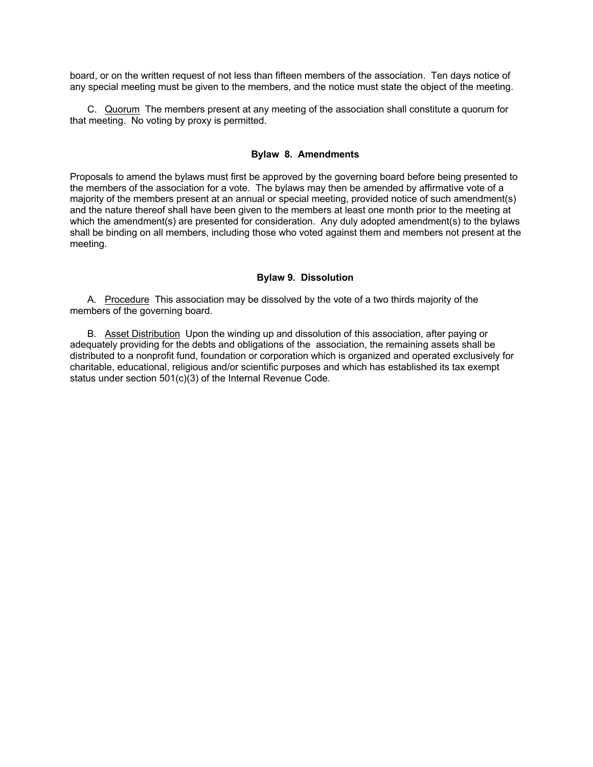board, or on the written request of not less than fifteen members of the association. Ten days notice of any special meeting must be given to the members, and the notice must state the object of the meeting.

C. Quorum The members present at any meeting of the association shall constitute a quorum for that meeting. No voting by proxy is permitted.

### Bylaw 8. Amendments

Proposals to amend the bylaws must first be approved by the governing board before being presented to the members of the association for a vote. The bylaws may then be amended by affirmative vote of a majority of the members present at an annual or special meeting, provided notice of such amendment(s) and the nature thereof shall have been given to the members at least one month prior to the meeting at which the amendment(s) are presented for consideration. Any duly adopted amendment(s) to the bylaws shall be binding on all members, including those who voted against them and members not present at the meeting.

### Bylaw 9. Dissolution

A. Procedure This association may be dissolved by the vote of a two thirds majority of the members of the governing board.

B. Asset Distribution Upon the winding up and dissolution of this association, after paying or adequately providing for the debts and obligations of the association, the remaining assets shall be distributed to a nonprofit fund, foundation or corporation which is organized and operated exclusively for charitable, educational, religious and/or scientific purposes and which has established its tax exempt status under section 501(c)(3) of the Internal Revenue Code.